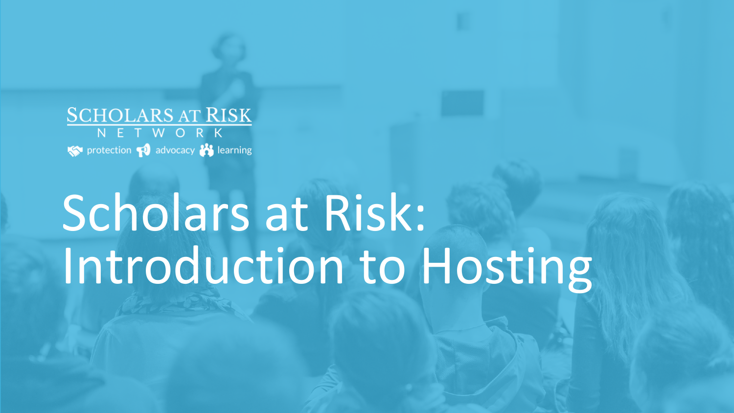Scholars at Risk Network

protection advocacy learning

# Scholars at Risk: Introduction to Hosting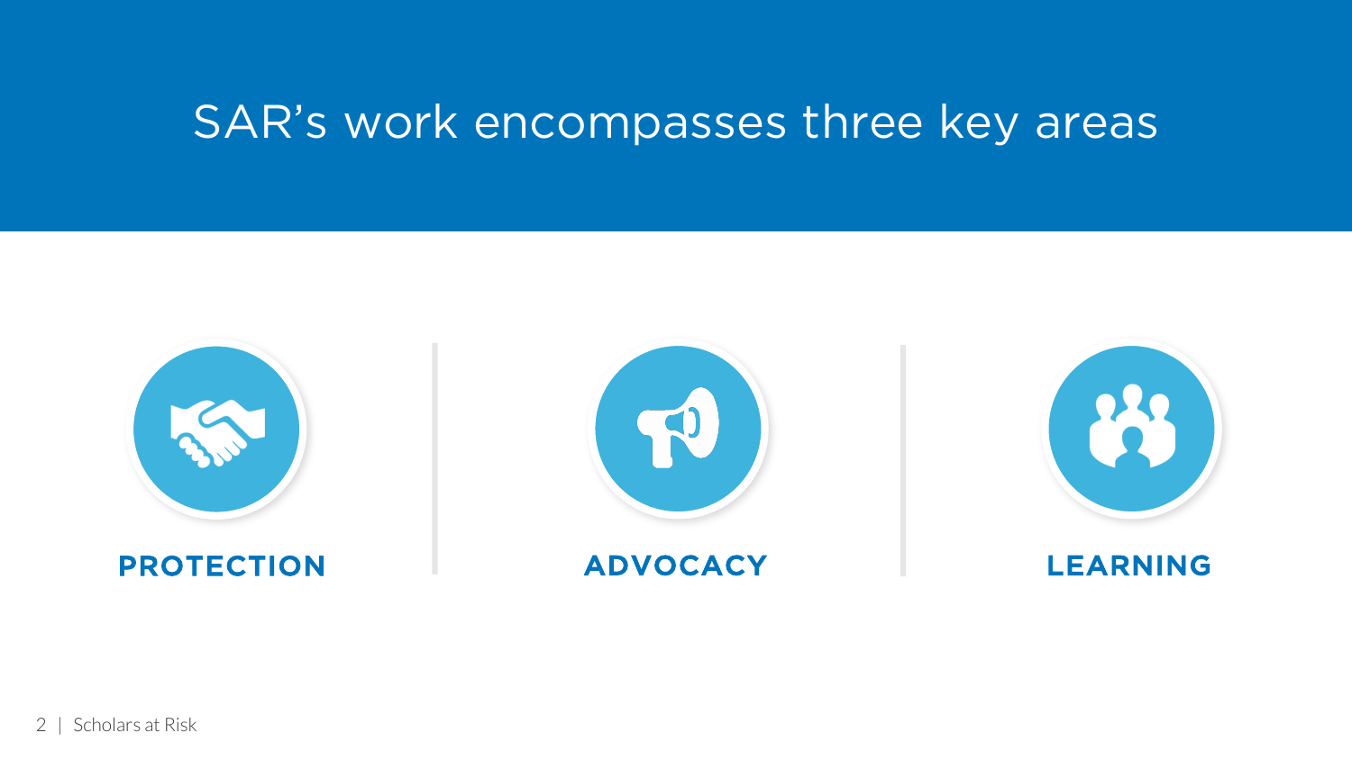# SAR's work encompasses three key areas

**PROTECTION**

**ADVOCACY**

**LEARNING**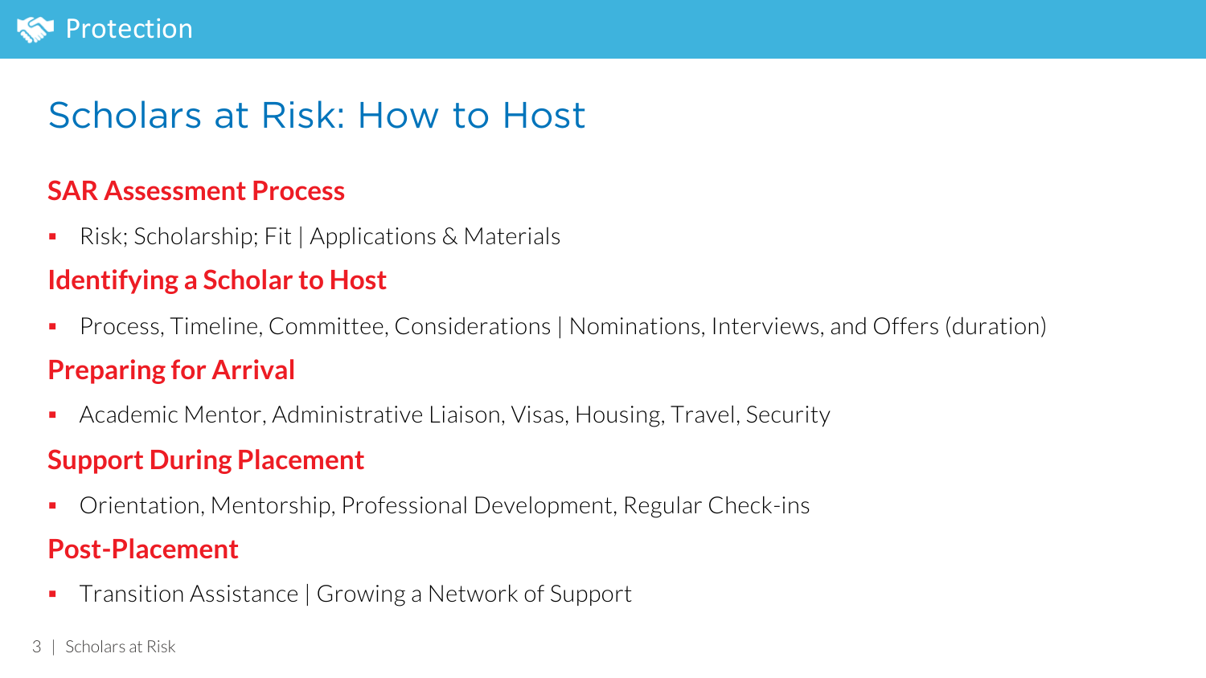Protection

# Scholars at Risk: How to Host

## SAR Assessment Process

- Risk; Scholarship; Fit | Applications & Materials

## Identifying a Scholar to Host

- Process, Timeline, Committee, Considerations | Nominations, Interviews, and Offers (duration)

## Preparing for Arrival

- Academic Mentor, Administrative Liaison, Visas, Housing, Travel, Security

## Support During Placement

- Orientation, Mentorship, Professional Development, Regular Check-ins

## Post-Placement

- Transition Assistance | Growing a Network of Support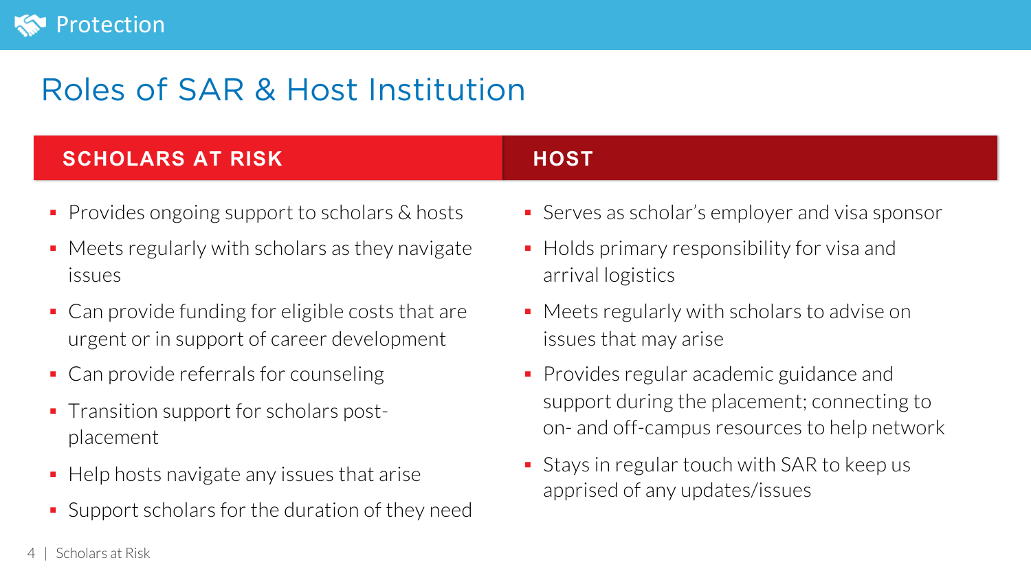Protection

# Roles of SAR & Host Institution

## SCHOLARS AT RISK

- Provides ongoing support to scholars & hosts
- Meets regularly with scholars as they navigate issues
- Can provide funding for eligible costs that are urgent or in support of career development
- Can provide referrals for counseling
- Transition support for scholars post-placement
- Help hosts navigate any issues that arise
- Support scholars for the duration of they need

## HOST

- Serves as scholar's employer and visa sponsor
- Holds primary responsibility for visa and arrival logistics
- Meets regularly with scholars to advise on issues that may arise
- Provides regular academic guidance and support during the placement; connecting to on- and off-campus resources to help network
- Stays in regular touch with SAR to keep us apprised of any updates/issues